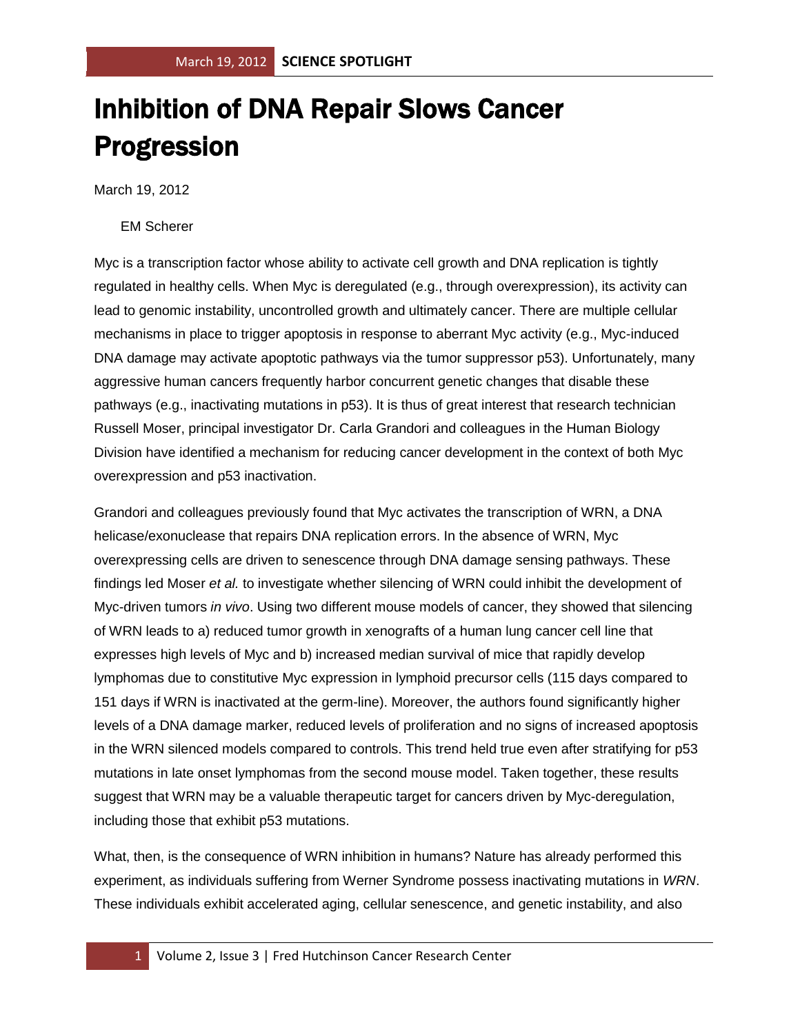# Inhibition of DNA Repair Slows Cancer Progression

March 19, 2012

EM Scherer

Myc is a transcription factor whose ability to activate cell growth and DNA replication is tightly regulated in healthy cells. When Myc is deregulated (e.g., through overexpression), its activity can lead to genomic instability, uncontrolled growth and ultimately cancer. There are multiple cellular mechanisms in place to trigger apoptosis in response to aberrant Myc activity (e.g., Myc-induced DNA damage may activate apoptotic pathways via the tumor suppressor p53). Unfortunately, many aggressive human cancers frequently harbor concurrent genetic changes that disable these pathways (e.g., inactivating mutations in p53). It is thus of great interest that research technician Russell Moser, principal investigator Dr. Carla Grandori and colleagues in the Human Biology Division have identified a mechanism for reducing cancer development in the context of both Myc overexpression and p53 inactivation.

Grandori and colleagues previously found that Myc activates the transcription of WRN, a DNA helicase/exonuclease that repairs DNA replication errors. In the absence of WRN, Myc overexpressing cells are driven to senescence through DNA damage sensing pathways. These findings led Moser *et al.* to investigate whether silencing of WRN could inhibit the development of Myc-driven tumors *in vivo*. Using two different mouse models of cancer, they showed that silencing of WRN leads to a) reduced tumor growth in xenografts of a human lung cancer cell line that expresses high levels of Myc and b) increased median survival of mice that rapidly develop lymphomas due to constitutive Myc expression in lymphoid precursor cells (115 days compared to 151 days if WRN is inactivated at the germ-line). Moreover, the authors found significantly higher levels of a DNA damage marker, reduced levels of proliferation and no signs of increased apoptosis in the WRN silenced models compared to controls. This trend held true even after stratifying for p53 mutations in late onset lymphomas from the second mouse model. Taken together, these results suggest that WRN may be a valuable therapeutic target for cancers driven by Myc-deregulation, including those that exhibit p53 mutations.

What, then, is the consequence of WRN inhibition in humans? Nature has already performed this experiment, as individuals suffering from Werner Syndrome possess inactivating mutations in *WRN*. These individuals exhibit accelerated aging, cellular senescence, and genetic instability, and also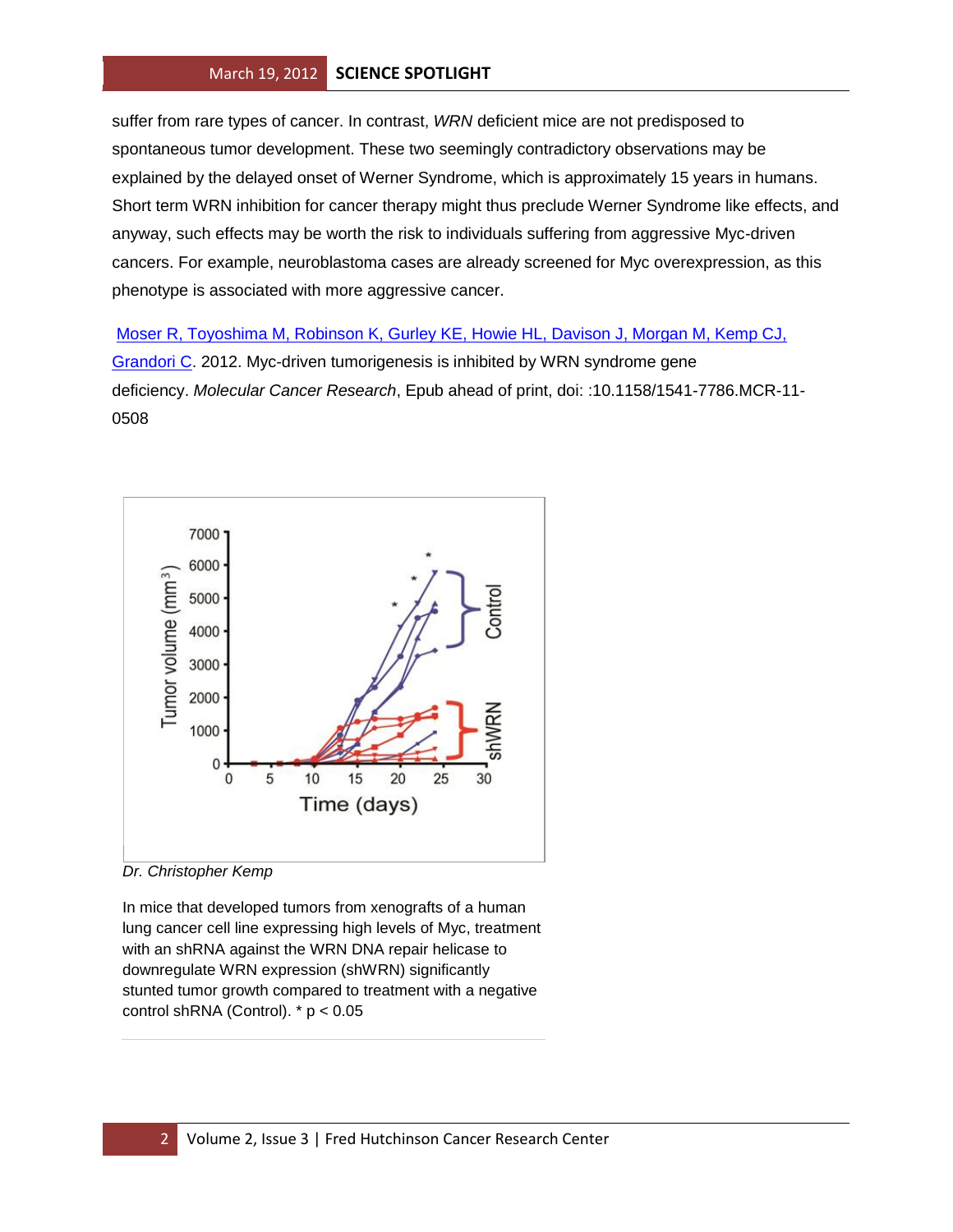suffer from rare types of cancer. In contrast, *WRN* deficient mice are not predisposed to spontaneous tumor development. These two seemingly contradictory observations may be explained by the delayed onset of Werner Syndrome, which is approximately 15 years in humans. Short term WRN inhibition for cancer therapy might thus preclude Werner Syndrome like effects, and anyway, such effects may be worth the risk to individuals suffering from aggressive Myc-driven cancers. For example, neuroblastoma cases are already screened for Myc overexpression, as this phenotype is associated with more aggressive cancer.

Moser R, Toyoshima M, Robinson K, Gurley KE, Howie HL, Davison J, Morgan M, Kemp CJ, Grandori C. 2012. Myc-driven tumorigenesis is inhibited by WRN syndrome gene deficiency. *Molecular Cancer Research*, Epub ahead of print, doi: :10.1158/1541-7786.MCR-11-0508

Tumor volume (mm$^3$)

7000
6000
5000
4000
3000
2000
1000
0

0 5 10 15 20 25 30

Time (days)

Control

shWRN

*Dr. Christopher Kemp*

In mice that developed tumors from xenografts of a human lung cancer cell line expressing high levels of Myc, treatment with an shRNA against the WRN DNA repair helicase to downregulate WRN expression (shWRN) significantly stunted tumor growth compared to treatment with a negative control shRNA (Control). * $p < 0.05$